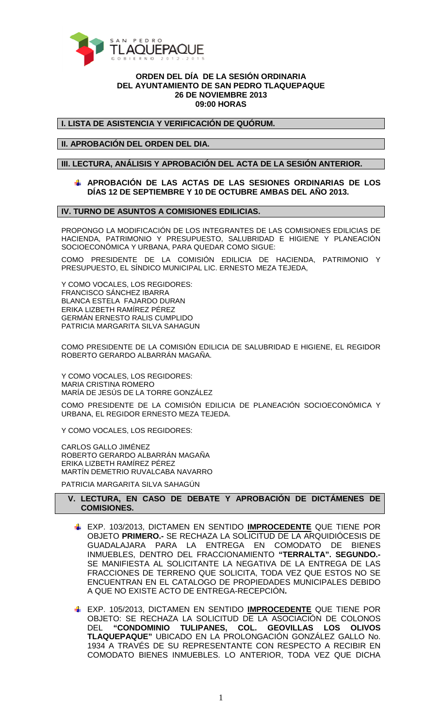**ORDEN DEL DÍA DE LA SESIÓN ORDINARIA**
**DEL AYUNTAMIENTO DE SAN PEDRO TLAQUEPAQUE**
**26 DE NOVIEMBRE 2013**
**09:00 HORAS**

## I. LISTA DE ASISTENCIA Y VERIFICACIÓN DE QUÓRUM.

## II. APROBACIÓN DEL ORDEN DEL DIA.

## III. LECTURA, ANÁLISIS Y APROBACIÓN DEL ACTA DE LA SESIÓN ANTERIOR.

- **APROBACIÓN DE LAS ACTAS DE LAS SESIONES ORDINARIAS DE LOS DÍAS 12 DE SEPTIEMBRE Y 10 DE OCTUBRE AMBAS DEL AÑO 2013.**

## IV. TURNO DE ASUNTOS A COMISIONES EDILICIAS.

PROPONGO LA MODIFICACIÓN DE LOS INTEGRANTES DE LAS COMISIONES EDILICIAS DE HACIENDA, PATRIMONIO Y PRESUPUESTO, SALUBRIDAD E HIGIENE Y PLANEACIÓN SOCIOECONÓMICA Y URBANA, PARA QUEDAR COMO SIGUE:

COMO PRESIDENTE DE LA COMISIÓN EDILICIA DE HACIENDA, PATRIMONIO Y PRESUPUESTO, EL SÍNDICO MUNICIPAL LIC. ERNESTO MEZA TEJEDA,

Y COMO VOCALES, LOS REGIDORES:
FRANCISCO SÁNCHEZ IBARRA
BLANCA ESTELA FAJARDO DURAN
ERIKA LIZBETH RAMÍREZ PÉREZ
GERMÁN ERNESTO RALIS CUMPLIDO
PATRICIA MARGARITA SILVA SAHAGUN

COMO PRESIDENTE DE LA COMISIÓN EDILICIA DE SALUBRIDAD E HIGIENE, EL REGIDOR ROBERTO GERARDO ALBARRÁN MAGAÑA.

Y COMO VOCALES, LOS REGIDORES:
MARIA CRISTINA ROMERO
MARÍA DE JESÚS DE LA TORRE GONZÁLEZ

COMO PRESIDENTE DE LA COMISIÓN EDILICIA DE PLANEACIÓN SOCIOECONÓMICA Y URBANA, EL REGIDOR ERNESTO MEZA TEJEDA.

Y COMO VOCALES, LOS REGIDORES:

CARLOS GALLO JIMÉNEZ
ROBERTO GERARDO ALBARRÁN MAGAÑA
ERIKA LIZBETH RAMÍREZ PÉREZ
MARTÍN DEMETRIO RUVALCABA NAVARRO

PATRICIA MARGARITA SILVA SAHAGÚN

## V. LECTURA, EN CASO DE DEBATE Y APROBACIÓN DE DICTÁMENES DE COMISIONES.

- EXP. 103/2013, DICTAMEN EN SENTIDO **IMPROCEDENTE** QUE TIENE POR OBJETO **PRIMERO.-** SE RECHAZA LA SOLICITUD DE LA ARQUIDIÓCESIS DE GUADALAJARA PARA LA ENTREGA EN COMODATO DE BIENES INMUEBLES, DENTRO DEL FRACCIONAMIENTO **"TERRALTA". SEGUNDO.-** SE MANIFIESTA AL SOLICITANTE LA NEGATIVA DE LA ENTREGA DE LAS FRACCIONES DE TERRENO QUE SOLICITA, TODA VEZ QUE ESTOS NO SE ENCUENTRAN EN EL CATALOGO DE PROPIEDADES MUNICIPALES DEBIDO A QUE NO EXISTE ACTO DE ENTREGA-RECEPCIÓN**.**

- EXP. 105/2013, DICTAMEN EN SENTIDO **IMPROCEDENTE** QUE TIENE POR OBJETO: SE RECHAZA LA SOLICITUD DE LA ASOCIACIÓN DE COLONOS DEL **"CONDOMINIO TULIPANES, COL. GEOVILLAS LOS OLIVOS TLAQUEPAQUE"** UBICADO EN LA PROLONGACIÓN GONZÁLEZ GALLO No. 1934 A TRAVÉS DE SU REPRESENTANTE CON RESPECTO A RECIBIR EN COMODATO BIENES INMUEBLES. LO ANTERIOR, TODA VEZ QUE DICHA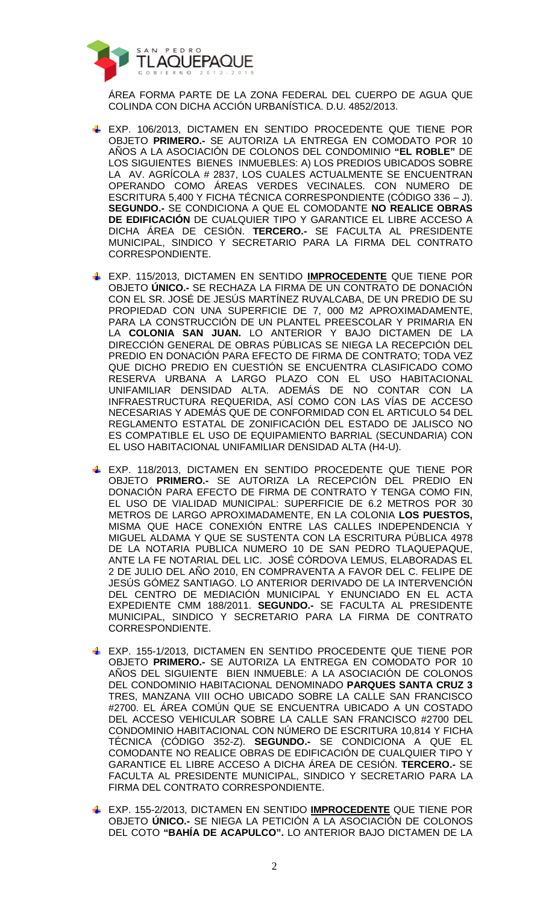ÁREA FORMA PARTE DE LA ZONA FEDERAL DEL CUERPO DE AGUA QUE COLINDA CON DICHA ACCIÓN URBANÍSTICA. D.U. 4852/2013.

- EXP. 106/2013, DICTAMEN EN SENTIDO PROCEDENTE QUE TIENE POR OBJETO **PRIMERO.-** SE AUTORIZA LA ENTREGA EN COMODATO POR 10 AÑOS A LA ASOCIACIÓN DE COLONOS DEL CONDOMINIO **"EL ROBLE"** DE LOS SIGUIENTES BIENES INMUEBLES: A) LOS PREDIOS UBICADOS SOBRE LA AV. AGRÍCOLA # 2837, LOS CUALES ACTUALMENTE SE ENCUENTRAN OPERANDO COMO ÁREAS VERDES VECINALES. CON NUMERO DE ESCRITURA 5,400 Y FICHA TÉCNICA CORRESPONDIENTE (CÓDIGO 336 – J). **SEGUNDO.-** SE CONDICIONA A QUE EL COMODANTE **NO REALICE OBRAS DE EDIFICACIÓN** DE CUALQUIER TIPO Y GARANTICE EL LIBRE ACCESO A DICHA ÁREA DE CESIÓN. **TERCERO.-** SE FACULTA AL PRESIDENTE MUNICIPAL, SINDICO Y SECRETARIO PARA LA FIRMA DEL CONTRATO CORRESPONDIENTE.

- EXP. 115/2013, DICTAMEN EN SENTIDO **IMPROCEDENTE** QUE TIENE POR OBJETO **ÚNICO.-** SE RECHAZA LA FIRMA DE UN CONTRATO DE DONACIÓN CON EL SR. JOSÉ DE JESÚS MARTÍNEZ RUVALCABA, DE UN PREDIO DE SU PROPIEDAD CON UNA SUPERFICIE DE 7, 000 M2 APROXIMADAMENTE, PARA LA CONSTRUCCIÓN DE UN PLANTEL PREESCOLAR Y PRIMARIA EN LA **COLONIA SAN JUAN.** LO ANTERIOR Y BAJO DICTAMEN DE LA DIRECCIÓN GENERAL DE OBRAS PÚBLICAS SE NIEGA LA RECEPCIÓN DEL PREDIO EN DONACIÓN PARA EFECTO DE FIRMA DE CONTRATO; TODA VEZ QUE DICHO PREDIO EN CUESTIÓN SE ENCUENTRA CLASIFICADO COMO RESERVA URBANA A LARGO PLAZO CON EL USO HABITACIONAL UNIFAMILIAR DENSIDAD ALTA. ADEMÁS DE NO CONTAR CON LA INFRAESTRUCTURA REQUERIDA, ASÍ COMO CON LAS VÍAS DE ACCESO NECESARIAS Y ADEMÁS QUE DE CONFORMIDAD CON EL ARTICULO 54 DEL REGLAMENTO ESTATAL DE ZONIFICACIÓN DEL ESTADO DE JALISCO NO ES COMPATIBLE EL USO DE EQUIPAMIENTO BARRIAL (SECUNDARIA) CON EL USO HABITACIONAL UNIFAMILIAR DENSIDAD ALTA (H4-U).

- EXP. 118/2013, DICTAMEN EN SENTIDO PROCEDENTE QUE TIENE POR OBJETO **PRIMERO.-** SE AUTORIZA LA RECEPCIÓN DEL PREDIO EN DONACIÓN PARA EFECTO DE FIRMA DE CONTRATO Y TENGA COMO FIN, EL USO DE VIALIDAD MUNICIPAL: SUPERFICIE DE 6.2 METROS POR 30 METROS DE LARGO APROXIMADAMENTE, EN LA COLONIA **LOS PUESTOS,** MISMA QUE HACE CONEXIÓN ENTRE LAS CALLES INDEPENDENCIA Y MIGUEL ALDAMA Y QUE SE SUSTENTA CON LA ESCRITURA PÚBLICA 4978 DE LA NOTARIA PUBLICA NUMERO 10 DE SAN PEDRO TLAQUEPAQUE, ANTE LA FE NOTARIAL DEL LIC. JOSÉ CÓRDOVA LEMUS, ELABORADAS EL 2 DE JULIO DEL AÑO 2010, EN COMPRAVENTA A FAVOR DEL C. FELIPE DE JESÚS GÓMEZ SANTIAGO. LO ANTERIOR DERIVADO DE LA INTERVENCIÓN DEL CENTRO DE MEDIACIÓN MUNICIPAL Y ENUNCIADO EN EL ACTA EXPEDIENTE CMM 188/2011. **SEGUNDO.-** SE FACULTA AL PRESIDENTE MUNICIPAL, SINDICO Y SECRETARIO PARA LA FIRMA DE CONTRATO CORRESPONDIENTE.

- EXP. 155-1/2013, DICTAMEN EN SENTIDO PROCEDENTE QUE TIENE POR OBJETO **PRIMERO.-** SE AUTORIZA LA ENTREGA EN COMODATO POR 10 AÑOS DEL SIGUIENTE BIEN INMUEBLE: A LA ASOCIACIÓN DE COLONOS DEL CONDOMINIO HABITACIONAL DENOMINADO **PARQUES SANTA CRUZ 3** TRES, MANZANA VIII OCHO UBICADO SOBRE LA CALLE SAN FRANCISCO #2700. EL ÁREA COMÚN QUE SE ENCUENTRA UBICADO A UN COSTADO DEL ACCESO VEHICULAR SOBRE LA CALLE SAN FRANCISCO #2700 DEL CONDOMINIO HABITACIONAL CON NÚMERO DE ESCRITURA 10,814 Y FICHA TÉCNICA (CÓDIGO 352-Z). **SEGUNDO.-** SE CONDICIONA A QUE EL COMODANTE NO REALICE OBRAS DE EDIFICACIÓN DE CUALQUIER TIPO Y GARANTICE EL LIBRE ACCESO A DICHA ÁREA DE CESIÓN. **TERCERO.-** SE FACULTA AL PRESIDENTE MUNICIPAL, SINDICO Y SECRETARIO PARA LA FIRMA DEL CONTRATO CORRESPONDIENTE.

- EXP. 155-2/2013, DICTAMEN EN SENTIDO **IMPROCEDENTE** QUE TIENE POR OBJETO **ÚNICO.-** SE NIEGA LA PETICIÓN A LA ASOCIACIÓN DE COLONOS DEL COTO **"BAHÍA DE ACAPULCO".** LO ANTERIOR BAJO DICTAMEN DE LA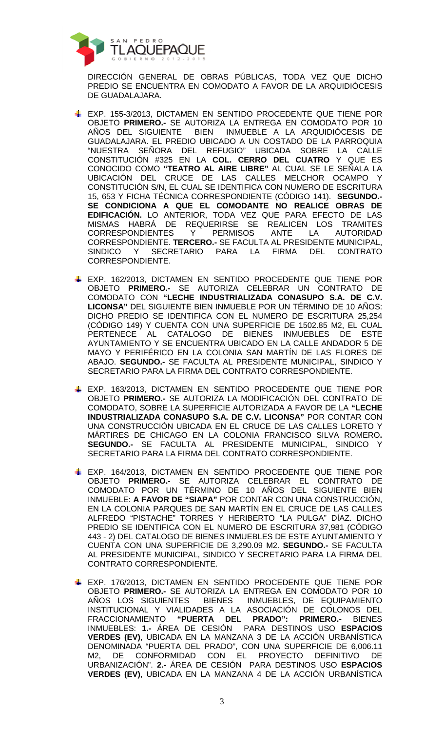DIRECCIÓN GENERAL DE OBRAS PÚBLICAS, TODA VEZ QUE DICHO PREDIO SE ENCUENTRA EN COMODATO A FAVOR DE LA ARQUIDIÓCESIS DE GUADALAJARA.

- EXP. 155-3/2013, DICTAMEN EN SENTIDO PROCEDENTE QUE TIENE POR OBJETO **PRIMERO.-** SE AUTORIZA LA ENTREGA EN COMODATO POR 10 AÑOS DEL SIGUIENTE BIEN INMUEBLE A LA ARQUIDIÓCESIS DE GUADALAJARA. EL PREDIO UBICADO A UN COSTADO DE LA PARROQUIA "NUESTRA SEÑORA DEL REFUGIO" UBICADA SOBRE LA CALLE CONSTITUCIÓN #325 EN LA **COL. CERRO DEL CUATRO** Y QUE ES CONOCIDO COMO **"TEATRO AL AIRE LIBRE"** AL CUAL SE LE SEÑALA LA UBICACIÓN DEL CRUCE DE LAS CALLES MELCHOR OCAMPO Y CONSTITUCIÓN S/N, EL CUAL SE IDENTIFICA CON NUMERO DE ESCRITURA 15, 653 Y FICHA TÉCNICA CORRESPONDIENTE (CÓDIGO 141). **SEGUNDO.- SE CONDICIONA A QUE EL COMODANTE NO REALICE OBRAS DE EDIFICACIÓN.** LO ANTERIOR, TODA VEZ QUE PARA EFECTO DE LAS MISMAS HABRÁ DE REQUERIRSE SE REALICEN LOS TRAMITES CORRESPONDIENTES Y PERMISOS ANTE LA AUTORIDAD CORRESPONDIENTE. **TERCERO.-** SE FACULTA AL PRESIDENTE MUNICIPAL, SINDICO Y SECRETARIO PARA LA FIRMA DEL CONTRATO CORRESPONDIENTE.

- EXP. 162/2013, DICTAMEN EN SENTIDO PROCEDENTE QUE TIENE POR OBJETO **PRIMERO.-** SE AUTORIZA CELEBRAR UN CONTRATO DE COMODATO CON **"LECHE INDUSTRIALIZADA CONASUPO S.A. DE C.V. LICONSA"** DEL SIGUIENTE BIEN INMUEBLE POR UN TÉRMINO DE 10 AÑOS: DICHO PREDIO SE IDENTIFICA CON EL NUMERO DE ESCRITURA 25,254 (CÓDIGO 149) Y CUENTA CON UNA SUPERFICIE DE 1502.85 M2, EL CUAL PERTENECE AL CATALOGO DE BIENES INMUEBLES DE ESTE AYUNTAMIENTO Y SE ENCUENTRA UBICADO EN LA CALLE ANDADOR 5 DE MAYO Y PERIFÉRICO EN LA COLONIA SAN MARTÍN DE LAS FLORES DE ABAJO. **SEGUNDO.-** SE FACULTA AL PRESIDENTE MUNICIPAL, SINDICO Y SECRETARIO PARA LA FIRMA DEL CONTRATO CORRESPONDIENTE.

- EXP. 163/2013, DICTAMEN EN SENTIDO PROCEDENTE QUE TIENE POR OBJETO **PRIMERO.-** SE AUTORIZA LA MODIFICACIÓN DEL CONTRATO DE COMODATO, SOBRE LA SUPERFICIE AUTORIZADA A FAVOR DE LA **"LECHE INDUSTRIALIZADA CONASUPO S.A. DE C.V. LICONSA"** POR CONTAR CON UNA CONSTRUCCIÓN UBICADA EN EL CRUCE DE LAS CALLES LORETO Y MÁRTIRES DE CHICAGO EN LA COLONIA FRANCISCO SILVA ROMERO**.** **SEGUNDO.-** SE FACULTA AL PRESIDENTE MUNICIPAL, SINDICO Y SECRETARIO PARA LA FIRMA DEL CONTRATO CORRESPONDIENTE.

- EXP. 164/2013, DICTAMEN EN SENTIDO PROCEDENTE QUE TIENE POR OBJETO **PRIMERO.-** SE AUTORIZA CELEBRAR EL CONTRATO DE COMODATO POR UN TÉRMINO DE 10 AÑOS DEL SIGUIENTE BIEN INMUEBLE: **A FAVOR DE "SIAPA"** POR CONTAR CON UNA CONSTRUCCIÓN, EN LA COLONIA PARQUES DE SAN MARTÍN EN EL CRUCE DE LAS CALLES ALFREDO "PISTACHE" TORRES Y HERIBERTO "LA PULGA" DÍAZ. DICHO PREDIO SE IDENTIFICA CON EL NUMERO DE ESCRITURA 37,981 (CÓDIGO 443 - 2) DEL CATALOGO DE BIENES INMUEBLES DE ESTE AYUNTAMIENTO Y CUENTA CON UNA SUPERFICIE DE 3,290.09 M2. **SEGUNDO.-** SE FACULTA AL PRESIDENTE MUNICIPAL, SINDICO Y SECRETARIO PARA LA FIRMA DEL CONTRATO CORRESPONDIENTE.

- EXP. 176/2013, DICTAMEN EN SENTIDO PROCEDENTE QUE TIENE POR OBJETO **PRIMERO.-** SE AUTORIZA LA ENTREGA EN COMODATO POR 10 AÑOS LOS SIGUIENTES BIENES INMUEBLES, DE EQUIPAMIENTO INSTITUCIONAL Y VIALIDADES A LA ASOCIACIÓN DE COLONOS DEL FRACCIONAMIENTO **"PUERTA DEL PRADO": PRIMERO.-** BIENES INMUEBLES: **1.-** ÁREA DE CESIÓN PARA DESTINOS USO **ESPACIOS VERDES (EV)**, UBICADA EN LA MANZANA 3 DE LA ACCIÓN URBANÍSTICA DENOMINADA "PUERTA DEL PRADO", CON UNA SUPERFICIE DE 6,006.11 M2, DE CONFORMIDAD CON EL PROYECTO DEFINITIVO DE URBANIZACIÓN". **2.-** ÁREA DE CESIÓN PARA DESTINOS USO **ESPACIOS VERDES (EV)**, UBICADA EN LA MANZANA 4 DE LA ACCIÓN URBANÍSTICA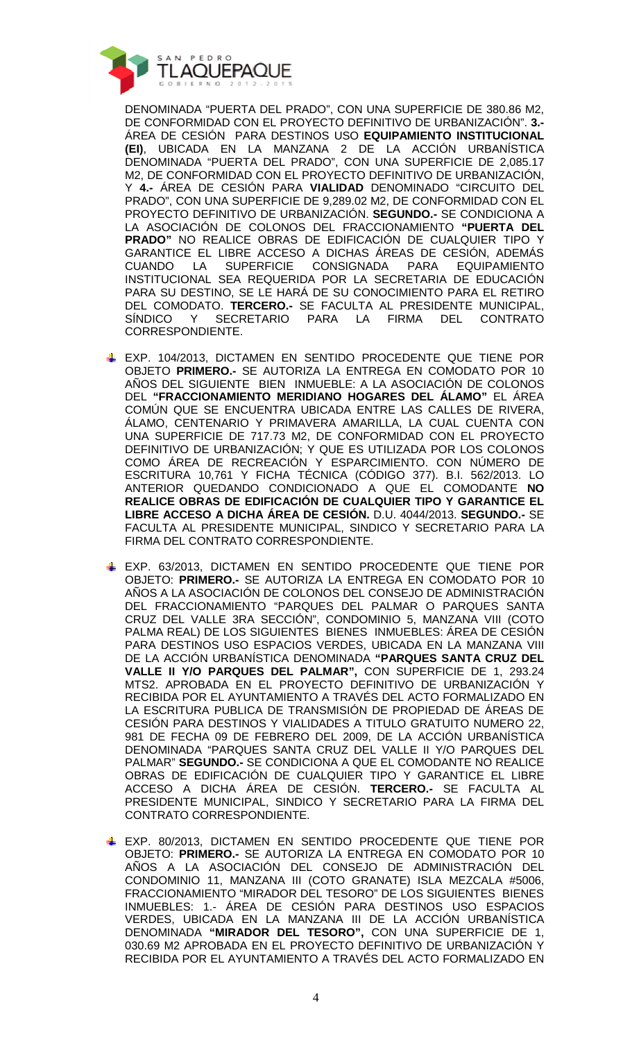DENOMINADA "PUERTA DEL PRADO", CON UNA SUPERFICIE DE 380.86 M2, DE CONFORMIDAD CON EL PROYECTO DEFINITIVO DE URBANIZACIÓN". **3.-** ÁREA DE CESIÓN PARA DESTINOS USO **EQUIPAMIENTO INSTITUCIONAL (EI)**, UBICADA EN LA MANZANA 2 DE LA ACCIÓN URBANÍSTICA DENOMINADA "PUERTA DEL PRADO", CON UNA SUPERFICIE DE 2,085.17 M2, DE CONFORMIDAD CON EL PROYECTO DEFINITIVO DE URBANIZACIÓN, Y **4.-** ÁREA DE CESIÓN PARA **VIALIDAD** DENOMINADO "CIRCUITO DEL PRADO", CON UNA SUPERFICIE DE 9,289.02 M2, DE CONFORMIDAD CON EL PROYECTO DEFINITIVO DE URBANIZACIÓN. **SEGUNDO.-** SE CONDICIONA A LA ASOCIACIÓN DE COLONOS DEL FRACCIONAMIENTO **"PUERTA DEL PRADO"** NO REALICE OBRAS DE EDIFICACIÓN DE CUALQUIER TIPO Y GARANTICE EL LIBRE ACCESO A DICHAS ÁREAS DE CESIÓN, ADEMÁS CUANDO LA SUPERFICIE CONSIGNADA PARA EQUIPAMIENTO INSTITUCIONAL SEA REQUERIDA POR LA SECRETARIA DE EDUCACIÓN PARA SU DESTINO, SE LE HARÁ DE SU CONOCIMIENTO PARA EL RETIRO DEL COMODATO. **TERCERO.-** SE FACULTA AL PRESIDENTE MUNICIPAL, SÍNDICO Y SECRETARIO PARA LA FIRMA DEL CONTRATO CORRESPONDIENTE.

- EXP. 104/2013, DICTAMEN EN SENTIDO PROCEDENTE QUE TIENE POR OBJETO **PRIMERO.-** SE AUTORIZA LA ENTREGA EN COMODATO POR 10 AÑOS DEL SIGUIENTE BIEN INMUEBLE: A LA ASOCIACIÓN DE COLONOS DEL **"FRACCIONAMIENTO MERIDIANO HOGARES DEL ÁLAMO"** EL ÁREA COMÚN QUE SE ENCUENTRA UBICADA ENTRE LAS CALLES DE RIVERA, ÁLAMO, CENTENARIO Y PRIMAVERA AMARILLA, LA CUAL CUENTA CON UNA SUPERFICIE DE 717.73 M2, DE CONFORMIDAD CON EL PROYECTO DEFINITIVO DE URBANIZACIÓN; Y QUE ES UTILIZADA POR LOS COLONOS COMO ÁREA DE RECREACIÓN Y ESPARCIMIENTO. CON NÚMERO DE ESCRITURA 10,761 Y FICHA TÉCNICA (CÓDIGO 377). B.I. 562/2013. LO ANTERIOR QUEDANDO CONDICIONADO A QUE EL COMODANTE **NO REALICE OBRAS DE EDIFICACIÓN DE CUALQUIER TIPO Y GARANTICE EL LIBRE ACCESO A DICHA ÁREA DE CESIÓN.** D.U. 4044/2013. **SEGUNDO.-** SE FACULTA AL PRESIDENTE MUNICIPAL, SINDICO Y SECRETARIO PARA LA FIRMA DEL CONTRATO CORRESPONDIENTE.

- EXP. 63/2013, DICTAMEN EN SENTIDO PROCEDENTE QUE TIENE POR OBJETO: **PRIMERO.-** SE AUTORIZA LA ENTREGA EN COMODATO POR 10 AÑOS A LA ASOCIACIÓN DE COLONOS DEL CONSEJO DE ADMINISTRACIÓN DEL FRACCIONAMIENTO "PARQUES DEL PALMAR O PARQUES SANTA CRUZ DEL VALLE 3RA SECCIÓN", CONDOMINIO 5, MANZANA VIII (COTO PALMA REAL) DE LOS SIGUIENTES BIENES INMUEBLES: ÁREA DE CESIÓN PARA DESTINOS USO ESPACIOS VERDES, UBICADA EN LA MANZANA VIII DE LA ACCIÓN URBANÍSTICA DENOMINADA **"PARQUES SANTA CRUZ DEL VALLE II Y/O PARQUES DEL PALMAR",** CON SUPERFICIE DE 1, 293.24 MTS2. APROBADA EN EL PROYECTO DEFINITIVO DE URBANIZACIÓN Y RECIBIDA POR EL AYUNTAMIENTO A TRAVÉS DEL ACTO FORMALIZADO EN LA ESCRITURA PUBLICA DE TRANSMISIÓN DE PROPIEDAD DE ÁREAS DE CESIÓN PARA DESTINOS Y VIALIDADES A TITULO GRATUITO NUMERO 22, 981 DE FECHA 09 DE FEBRERO DEL 2009, DE LA ACCIÓN URBANÍSTICA DENOMINADA "PARQUES SANTA CRUZ DEL VALLE II Y/O PARQUES DEL PALMAR" **SEGUNDO.-** SE CONDICIONA A QUE EL COMODANTE NO REALICE OBRAS DE EDIFICACIÓN DE CUALQUIER TIPO Y GARANTICE EL LIBRE ACCESO A DICHA ÁREA DE CESIÓN. **TERCERO.-** SE FACULTA AL PRESIDENTE MUNICIPAL, SINDICO Y SECRETARIO PARA LA FIRMA DEL CONTRATO CORRESPONDIENTE.

- EXP. 80/2013, DICTAMEN EN SENTIDO PROCEDENTE QUE TIENE POR OBJETO: **PRIMERO.-** SE AUTORIZA LA ENTREGA EN COMODATO POR 10 AÑOS A LA ASOCIACIÓN DEL CONSEJO DE ADMINISTRACIÓN DEL CONDOMINIO 11, MANZANA III (COTO GRANATE) ISLA MEZCALA #5006, FRACCIONAMIENTO "MIRADOR DEL TESORO" DE LOS SIGUIENTES BIENES INMUEBLES: 1.- ÁREA DE CESIÓN PARA DESTINOS USO ESPACIOS VERDES, UBICADA EN LA MANZANA III DE LA ACCIÓN URBANÍSTICA DENOMINADA **"MIRADOR DEL TESORO",** CON UNA SUPERFICIE DE 1, 030.69 M2 APROBADA EN EL PROYECTO DEFINITIVO DE URBANIZACIÓN Y RECIBIDA POR EL AYUNTAMIENTO A TRAVÉS DEL ACTO FORMALIZADO EN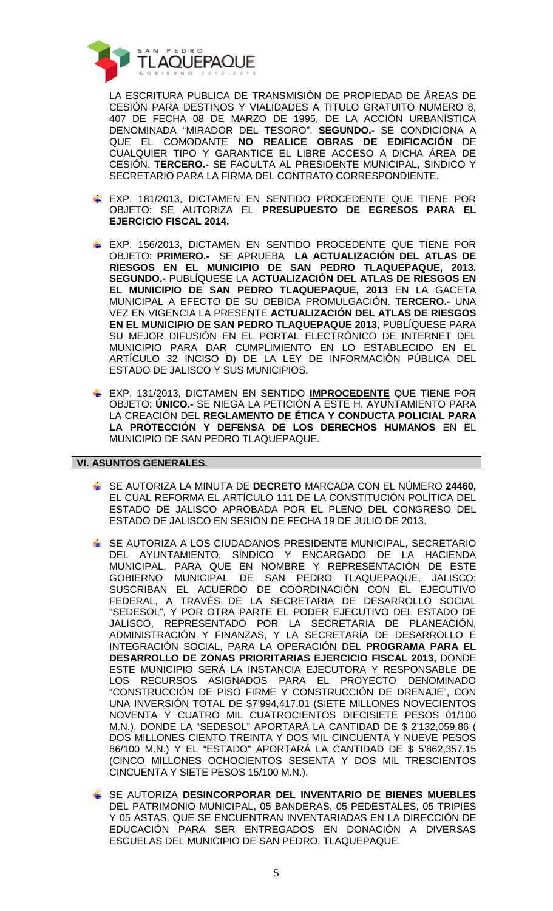LA ESCRITURA PUBLICA DE TRANSMISIÓN DE PROPIEDAD DE ÁREAS DE CESIÓN PARA DESTINOS Y VIALIDADES A TITULO GRATUITO NUMERO 8, 407 DE FECHA 08 DE MARZO DE 1995, DE LA ACCIÓN URBANÍSTICA DENOMINADA "MIRADOR DEL TESORO". **SEGUNDO.-** SE CONDICIONA A QUE EL COMODANTE **NO REALICE OBRAS DE EDIFICACIÓN** DE CUALQUIER TIPO Y GARANTICE EL LIBRE ACCESO A DICHA ÁREA DE CESIÓN. **TERCERO.-** SE FACULTA AL PRESIDENTE MUNICIPAL, SINDICO Y SECRETARIO PARA LA FIRMA DEL CONTRATO CORRESPONDIENTE.

- EXP. 181/2013, DICTAMEN EN SENTIDO PROCEDENTE QUE TIENE POR OBJETO: SE AUTORIZA EL **PRESUPUESTO DE EGRESOS PARA EL EJERCICIO FISCAL 2014.**

- EXP. 156/2013, DICTAMEN EN SENTIDO PROCEDENTE QUE TIENE POR OBJETO: **PRIMERO.-** SE APRUEBA **LA ACTUALIZACIÓN DEL ATLAS DE RIESGOS EN EL MUNICIPIO DE SAN PEDRO TLAQUEPAQUE, 2013. SEGUNDO.-** PUBLÍQUESE LA **ACTUALIZACIÓN DEL ATLAS DE RIESGOS EN EL MUNICIPIO DE SAN PEDRO TLAQUEPAQUE, 2013** EN LA GACETA MUNICIPAL A EFECTO DE SU DEBIDA PROMULGACIÓN. **TERCERO.-** UNA VEZ EN VIGENCIA LA PRESENTE **ACTUALIZACIÓN DEL ATLAS DE RIESGOS EN EL MUNICIPIO DE SAN PEDRO TLAQUEPAQUE 2013**, PUBLÍQUESE PARA SU MEJOR DIFUSIÓN EN EL PORTAL ELECTRÓNICO DE INTERNET DEL MUNICIPIO PARA DAR CUMPLIMIENTO EN LO ESTABLECIDO EN EL ARTÍCULO 32 INCISO D) DE LA LEY DE INFORMACIÓN PÚBLICA DEL ESTADO DE JALISCO Y SUS MUNICIPIOS.

- EXP. 131/2013, DICTAMEN EN SENTIDO **IMPROCEDENTE** QUE TIENE POR OBJETO: **ÚNICO.-** SE NIEGA LA PETICIÓN A ESTE H. AYUNTAMIENTO PARA LA CREACIÓN DEL **REGLAMENTO DE ÉTICA Y CONDUCTA POLICIAL PARA LA PROTECCIÓN Y DEFENSA DE LOS DERECHOS HUMANOS** EN EL MUNICIPIO DE SAN PEDRO TLAQUEPAQUE.

## VI. ASUNTOS GENERALES.

- SE AUTORIZA LA MINUTA DE **DECRETO** MARCADA CON EL NÚMERO **24460,** EL CUAL REFORMA EL ARTÍCULO 111 DE LA CONSTITUCIÓN POLÍTICA DEL ESTADO DE JALISCO APROBADA POR EL PLENO DEL CONGRESO DEL ESTADO DE JALISCO EN SESIÓN DE FECHA 19 DE JULIO DE 2013.

- SE AUTORIZA A LOS CIUDADANOS PRESIDENTE MUNICIPAL, SECRETARIO DEL AYUNTAMIENTO, SÍNDICO Y ENCARGADO DE LA HACIENDA MUNICIPAL, PARA QUE EN NOMBRE Y REPRESENTACIÓN DE ESTE GOBIERNO MUNICIPAL DE SAN PEDRO TLAQUEPAQUE, JALISCO; SUSCRIBAN EL ACUERDO DE COORDINACIÓN CON EL EJECUTIVO FEDERAL, A TRAVÉS DE LA SECRETARIA DE DESARROLLO SOCIAL "SEDESOL", Y POR OTRA PARTE EL PODER EJECUTIVO DEL ESTADO DE JALISCO, REPRESENTADO POR LA SECRETARIA DE PLANEACIÓN, ADMINISTRACIÓN Y FINANZAS, Y LA SECRETARÍA DE DESARROLLO E INTEGRACIÓN SOCIAL, PARA LA OPERACIÓN DEL **PROGRAMA PARA EL DESARROLLO DE ZONAS PRIORITARIAS EJERCICIO FISCAL 2013,** DONDE ESTE MUNICIPIO SERÁ LA INSTANCIA EJECUTORA Y RESPONSABLE DE LOS RECURSOS ASIGNADOS PARA EL PROYECTO DENOMINADO "CONSTRUCCIÓN DE PISO FIRME Y CONSTRUCCIÓN DE DRENAJE", CON UNA INVERSIÓN TOTAL DE $7'994,417.01 (SIETE MILLONES NOVECIENTOS NOVENTA Y CUATRO MIL CUATROCIENTOS DIECISIETE PESOS 01/100 M.N.), DONDE LA "SEDESOL" APORTARÁ LA CANTIDAD DE $ 2'132,059.86 ( DOS MILLONES CIENTO TREINTA Y DOS MIL CINCUENTA Y NUEVE PESOS 86/100 M.N.) Y EL "ESTADO" APORTARÁ LA CANTIDAD DE $ 5'862,357.15 (CINCO MILLONES OCHOCIENTOS SESENTA Y DOS MIL TRESCIENTOS CINCUENTA Y SIETE PESOS 15/100 M.N.).

- SE AUTORIZA **DESINCORPORAR DEL INVENTARIO DE BIENES MUEBLES** DEL PATRIMONIO MUNICIPAL, 05 BANDERAS, 05 PEDESTALES, 05 TRIPIES Y 05 ASTAS, QUE SE ENCUENTRAN INVENTARIADAS EN LA DIRECCIÓN DE EDUCACIÓN PARA SER ENTREGADOS EN DONACIÓN A DIVERSAS ESCUELAS DEL MUNICIPIO DE SAN PEDRO, TLAQUEPAQUE.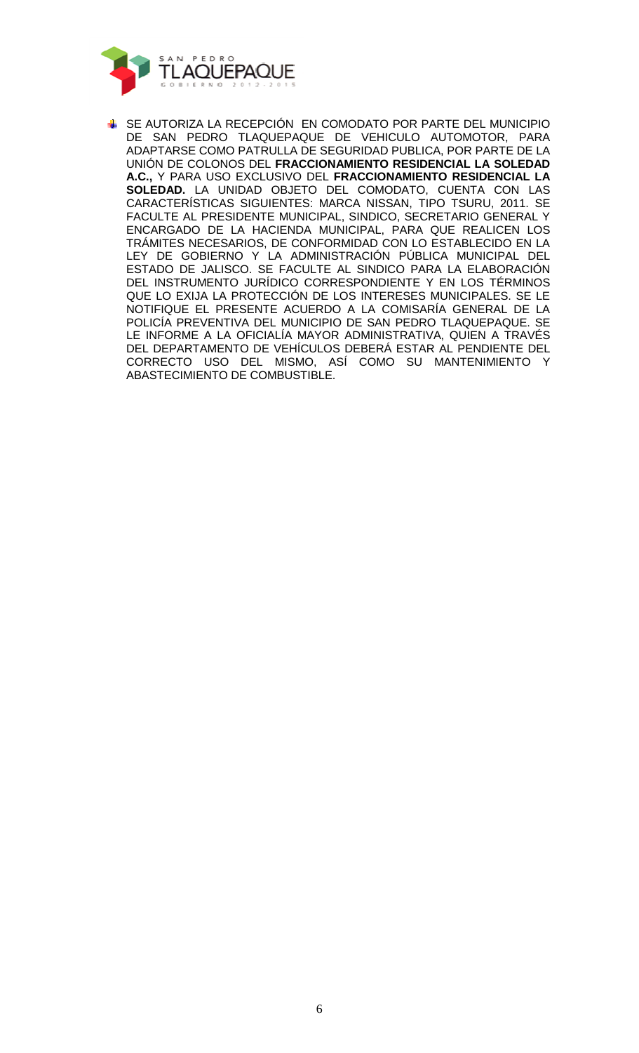- SE AUTORIZA LA RECEPCIÓN EN COMODATO POR PARTE DEL MUNICIPIO DE SAN PEDRO TLAQUEPAQUE DE VEHICULO AUTOMOTOR, PARA ADAPTARSE COMO PATRULLA DE SEGURIDAD PUBLICA, POR PARTE DE LA UNIÓN DE COLONOS DEL **FRACCIONAMIENTO RESIDENCIAL LA SOLEDAD A.C.,** Y PARA USO EXCLUSIVO DEL **FRACCIONAMIENTO RESIDENCIAL LA SOLEDAD.** LA UNIDAD OBJETO DEL COMODATO, CUENTA CON LAS CARACTERÍSTICAS SIGUIENTES: MARCA NISSAN, TIPO TSURU, 2011. SE FACULTE AL PRESIDENTE MUNICIPAL, SINDICO, SECRETARIO GENERAL Y ENCARGADO DE LA HACIENDA MUNICIPAL, PARA QUE REALICEN LOS TRÁMITES NECESARIOS, DE CONFORMIDAD CON LO ESTABLECIDO EN LA LEY DE GOBIERNO Y LA ADMINISTRACIÓN PÚBLICA MUNICIPAL DEL ESTADO DE JALISCO. SE FACULTE AL SINDICO PARA LA ELABORACIÓN DEL INSTRUMENTO JURÍDICO CORRESPONDIENTE Y EN LOS TÉRMINOS QUE LO EXIJA LA PROTECCIÓN DE LOS INTERESES MUNICIPALES. SE LE NOTIFIQUE EL PRESENTE ACUERDO A LA COMISARÍA GENERAL DE LA POLICÍA PREVENTIVA DEL MUNICIPIO DE SAN PEDRO TLAQUEPAQUE. SE LE INFORME A LA OFICIALÍA MAYOR ADMINISTRATIVA, QUIEN A TRAVÉS DEL DEPARTAMENTO DE VEHÍCULOS DEBERÁ ESTAR AL PENDIENTE DEL CORRECTO USO DEL MISMO, ASÍ COMO SU MANTENIMIENTO Y ABASTECIMIENTO DE COMBUSTIBLE.